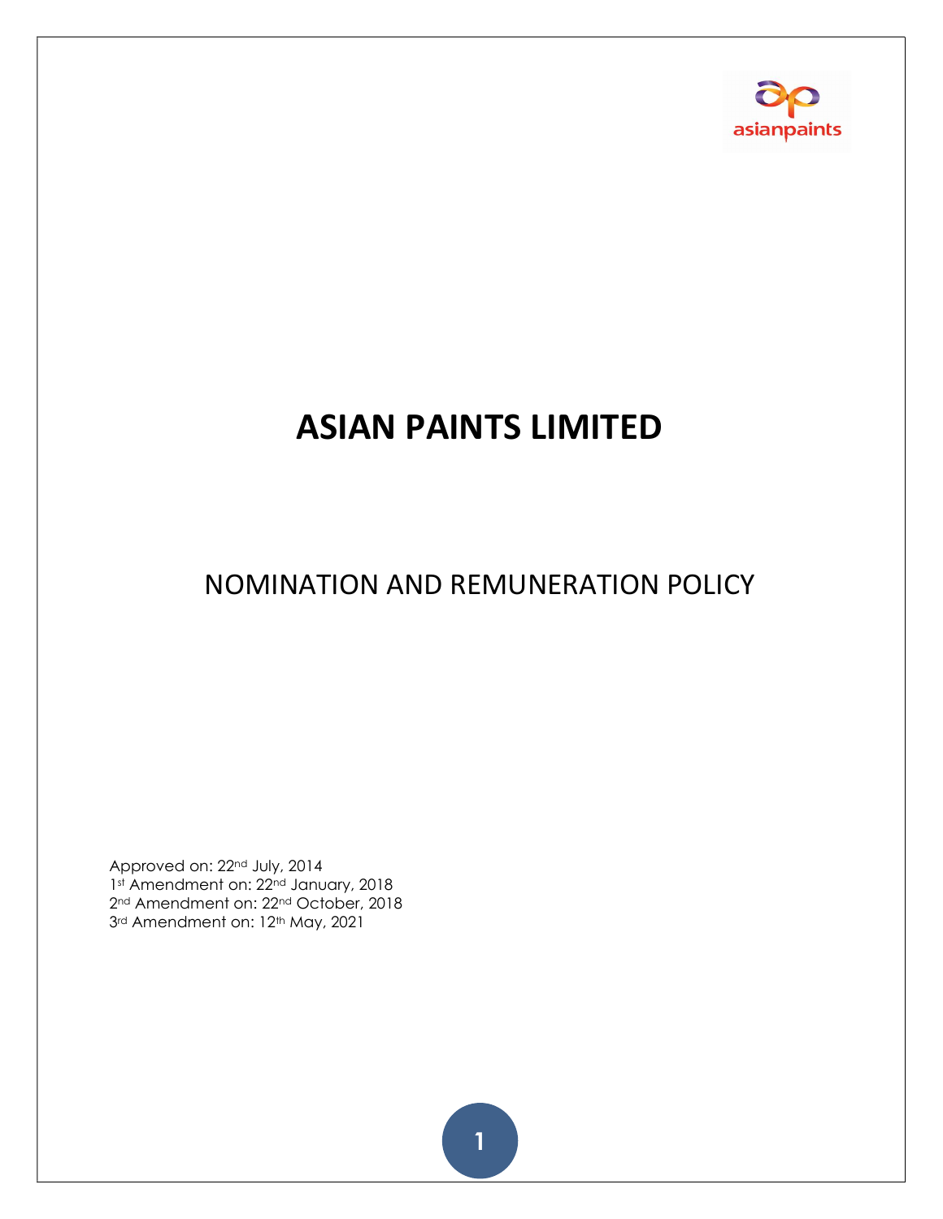# ASIAN PAINTS LIMITED

## NOMINATION AND REMUNERATION POLICY

Approved on: 22nd July, 2014

1st Amendment on: 22nd January, 2018

2nd Amendment on: 22nd October, 2018

3rd Amendment on: 12th May, 2021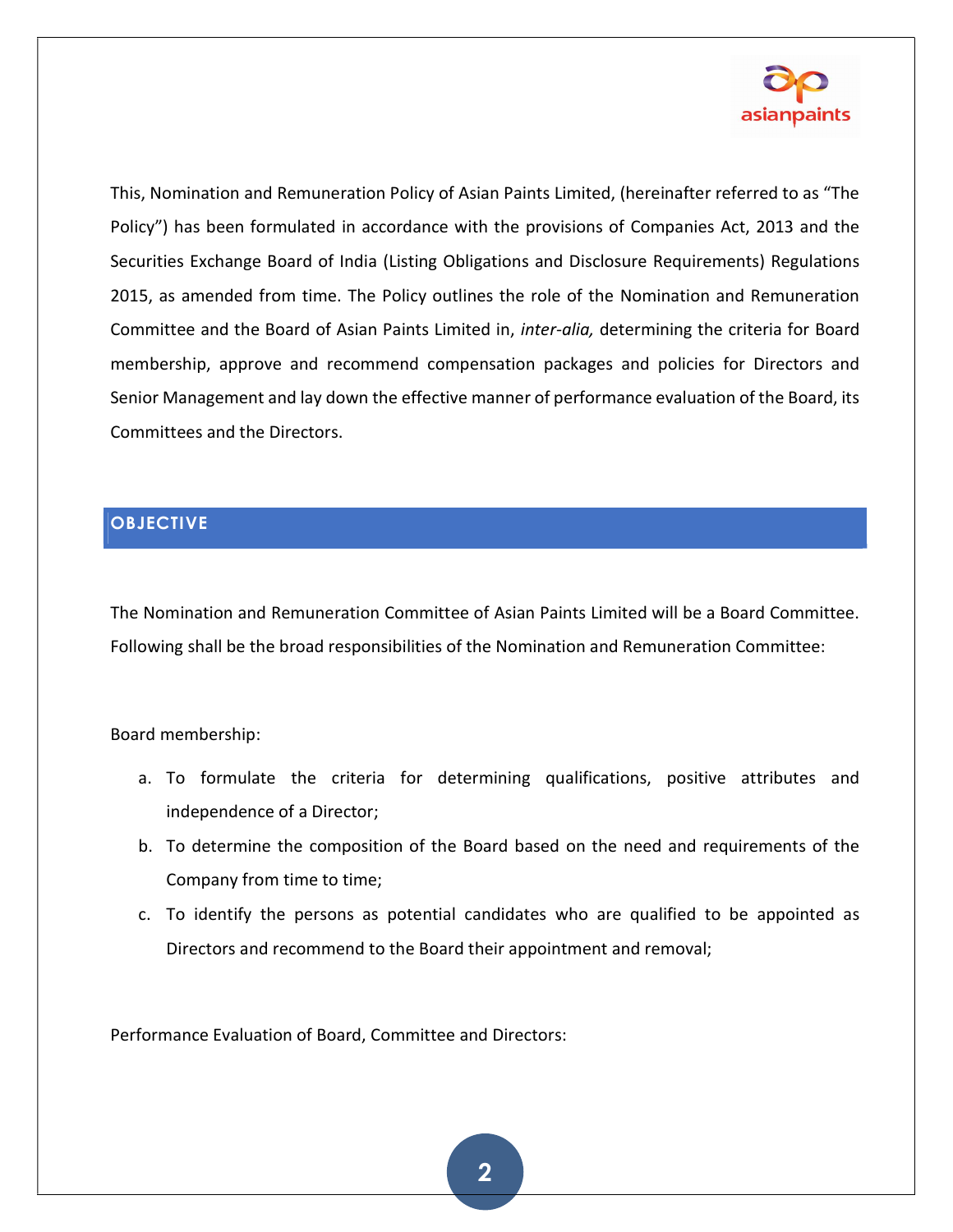This, Nomination and Remuneration Policy of Asian Paints Limited, (hereinafter referred to as "The Policy") has been formulated in accordance with the provisions of Companies Act, 2013 and the Securities Exchange Board of India (Listing Obligations and Disclosure Requirements) Regulations 2015, as amended from time. The Policy outlines the role of the Nomination and Remuneration Committee and the Board of Asian Paints Limited in, *inter-alia,* determining the criteria for Board membership, approve and recommend compensation packages and policies for Directors and Senior Management and lay down the effective manner of performance evaluation of the Board, its Committees and the Directors.

## OBJECTIVE

The Nomination and Remuneration Committee of Asian Paints Limited will be a Board Committee. Following shall be the broad responsibilities of the Nomination and Remuneration Committee:

Board membership:

a. To formulate the criteria for determining qualifications, positive attributes and independence of a Director;
b. To determine the composition of the Board based on the need and requirements of the Company from time to time;
c. To identify the persons as potential candidates who are qualified to be appointed as Directors and recommend to the Board their appointment and removal;

Performance Evaluation of Board, Committee and Directors: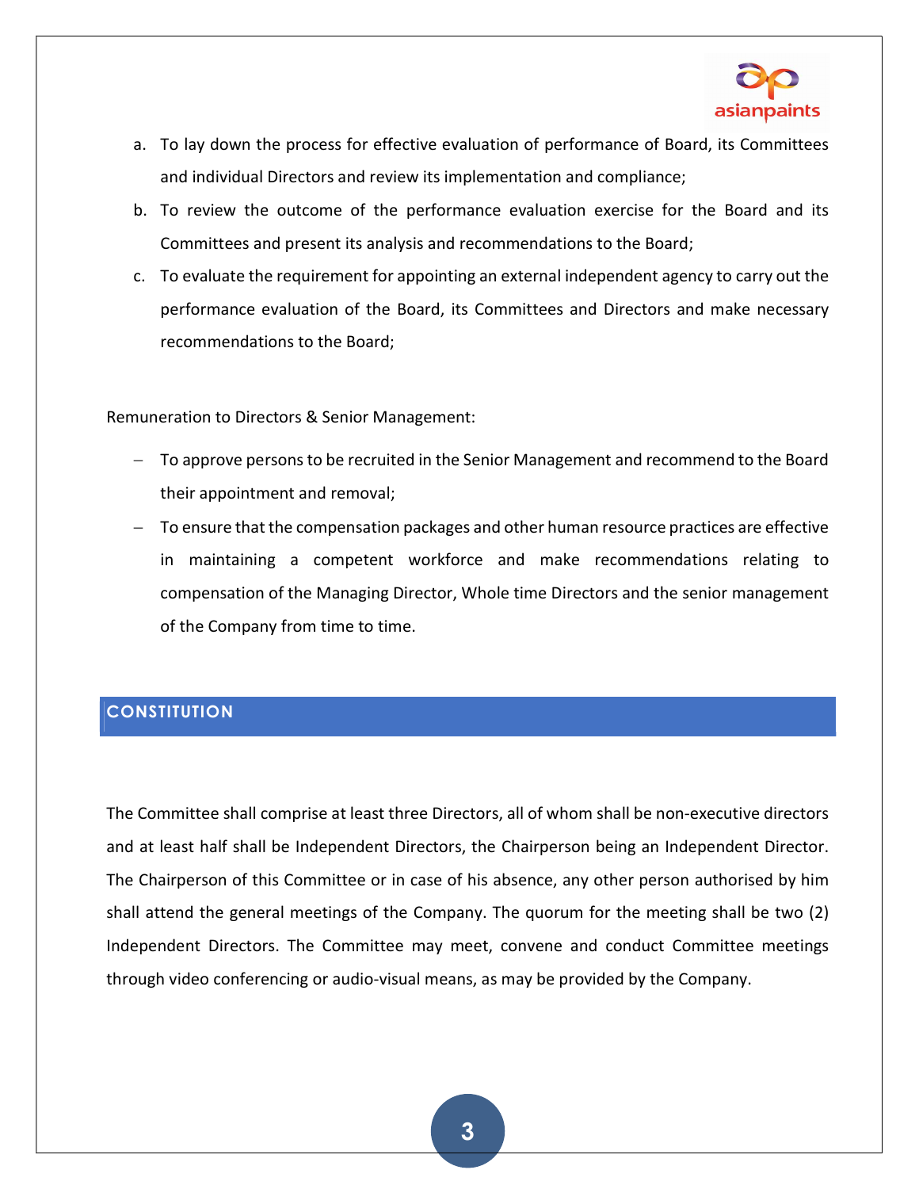a. To lay down the process for effective evaluation of performance of Board, its Committees and individual Directors and review its implementation and compliance;
b. To review the outcome of the performance evaluation exercise for the Board and its Committees and present its analysis and recommendations to the Board;
c. To evaluate the requirement for appointing an external independent agency to carry out the performance evaluation of the Board, its Committees and Directors and make necessary recommendations to the Board;

Remuneration to Directors & Senior Management:

- To approve persons to be recruited in the Senior Management and recommend to the Board their appointment and removal;
- To ensure that the compensation packages and other human resource practices are effective in maintaining a competent workforce and make recommendations relating to compensation of the Managing Director, Whole time Directors and the senior management of the Company from time to time.

## CONSTITUTION

The Committee shall comprise at least three Directors, all of whom shall be non-executive directors and at least half shall be Independent Directors, the Chairperson being an Independent Director. The Chairperson of this Committee or in case of his absence, any other person authorised by him shall attend the general meetings of the Company. The quorum for the meeting shall be two (2) Independent Directors. The Committee may meet, convene and conduct Committee meetings through video conferencing or audio-visual means, as may be provided by the Company.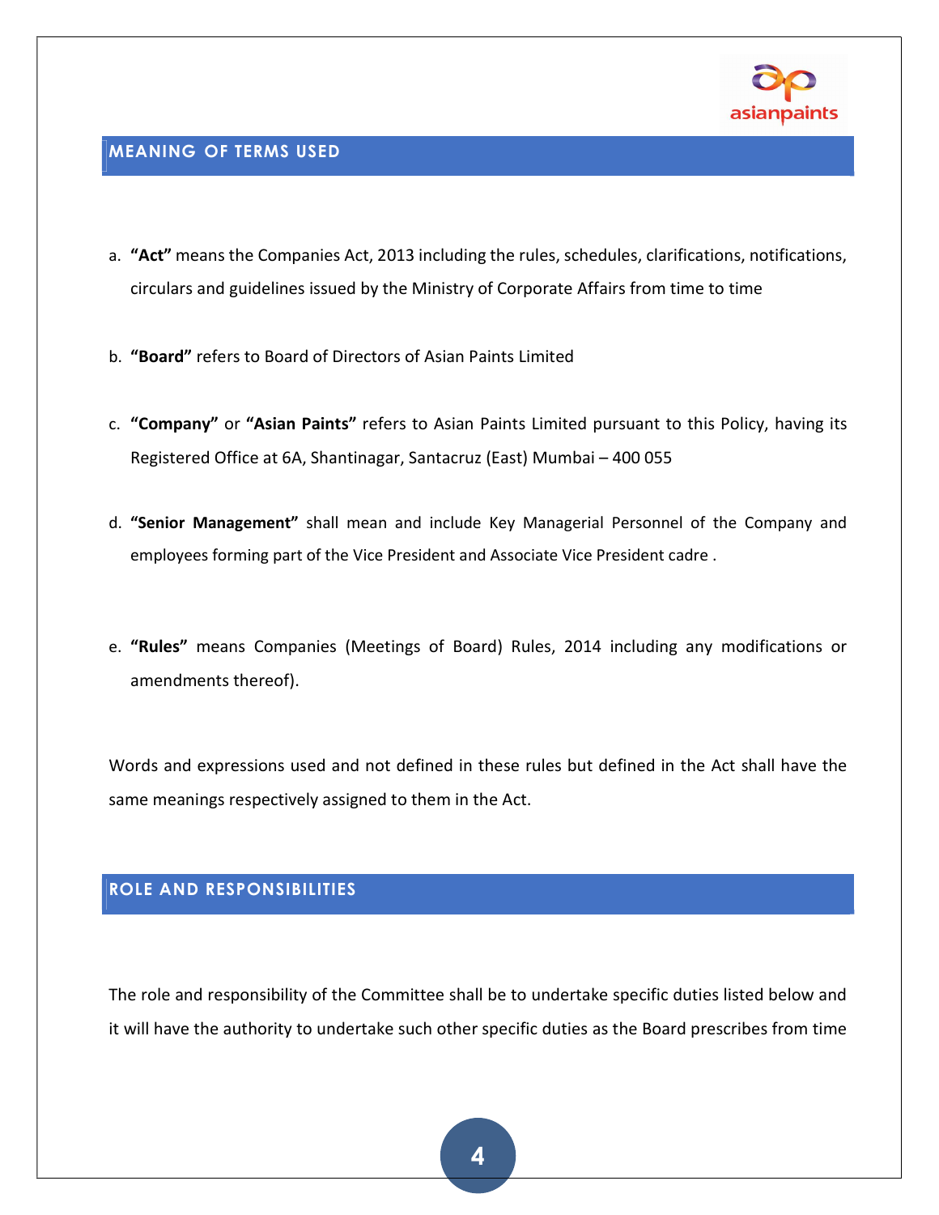## MEANING OF TERMS USED

a. **“Act”** means the Companies Act, 2013 including the rules, schedules, clarifications, notifications, circulars and guidelines issued by the Ministry of Corporate Affairs from time to time

b. **“Board”** refers to Board of Directors of Asian Paints Limited

c. **“Company”** or **“Asian Paints”** refers to Asian Paints Limited pursuant to this Policy, having its Registered Office at 6A, Shantinagar, Santacruz (East) Mumbai – 400 055

d. **“Senior Management”** shall mean and include Key Managerial Personnel of the Company and employees forming part of the Vice President and Associate Vice President cadre .

e. **“Rules”** means Companies (Meetings of Board) Rules, 2014 including any modifications or amendments thereof).

Words and expressions used and not defined in these rules but defined in the Act shall have the same meanings respectively assigned to them in the Act.

## ROLE AND RESPONSIBILITIES

The role and responsibility of the Committee shall be to undertake specific duties listed below and it will have the authority to undertake such other specific duties as the Board prescribes from time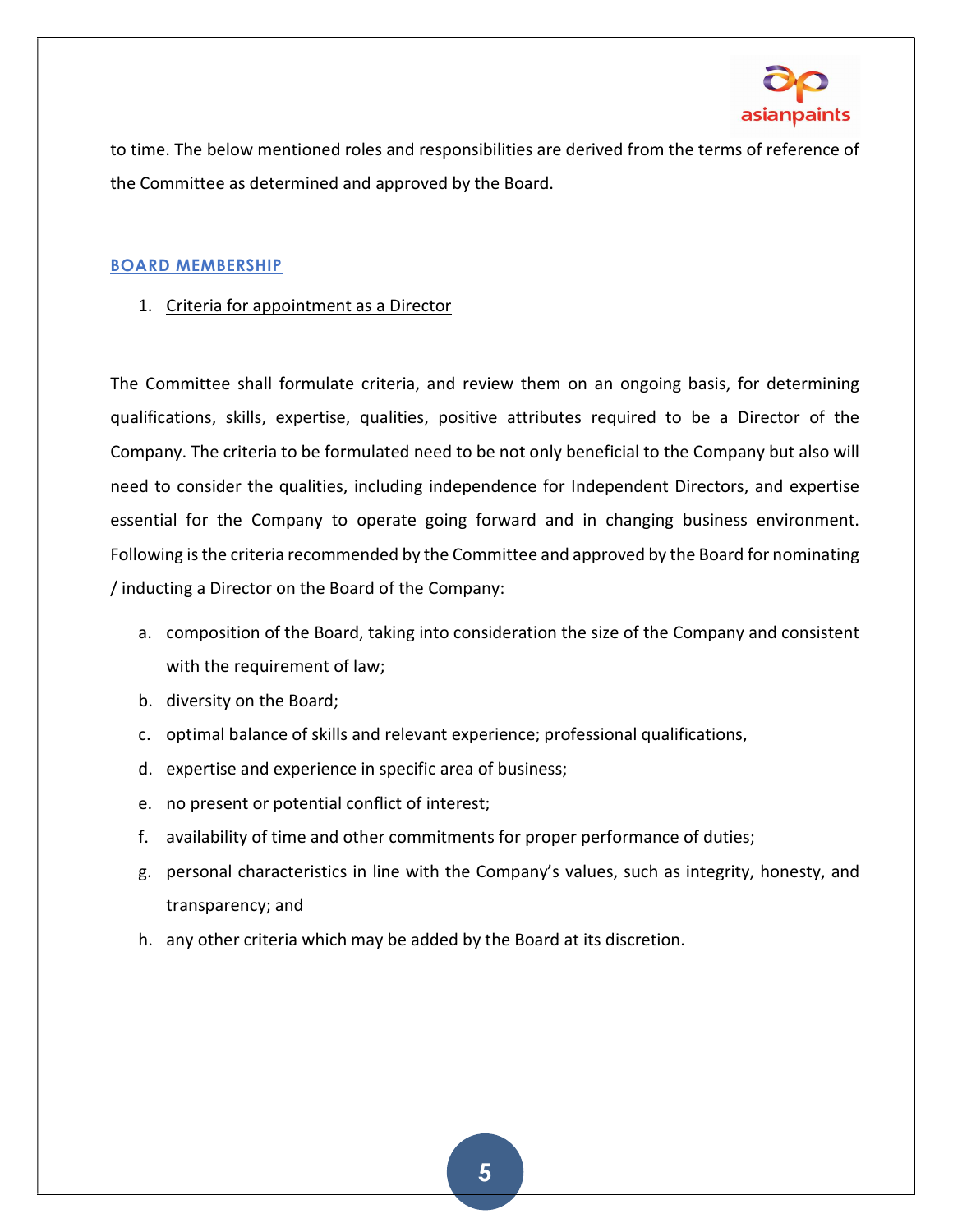to time. The below mentioned roles and responsibilities are derived from the terms of reference of the Committee as determined and approved by the Board.

## BOARD MEMBERSHIP

1. Criteria for appointment as a Director

The Committee shall formulate criteria, and review them on an ongoing basis, for determining qualifications, skills, expertise, qualities, positive attributes required to be a Director of the Company. The criteria to be formulated need to be not only beneficial to the Company but also will need to consider the qualities, including independence for Independent Directors, and expertise essential for the Company to operate going forward and in changing business environment. Following is the criteria recommended by the Committee and approved by the Board for nominating / inducting a Director on the Board of the Company:

a. composition of the Board, taking into consideration the size of the Company and consistent with the requirement of law;
b. diversity on the Board;
c. optimal balance of skills and relevant experience; professional qualifications,
d. expertise and experience in specific area of business;
e. no present or potential conflict of interest;
f. availability of time and other commitments for proper performance of duties;
g. personal characteristics in line with the Company's values, such as integrity, honesty, and transparency; and
h. any other criteria which may be added by the Board at its discretion.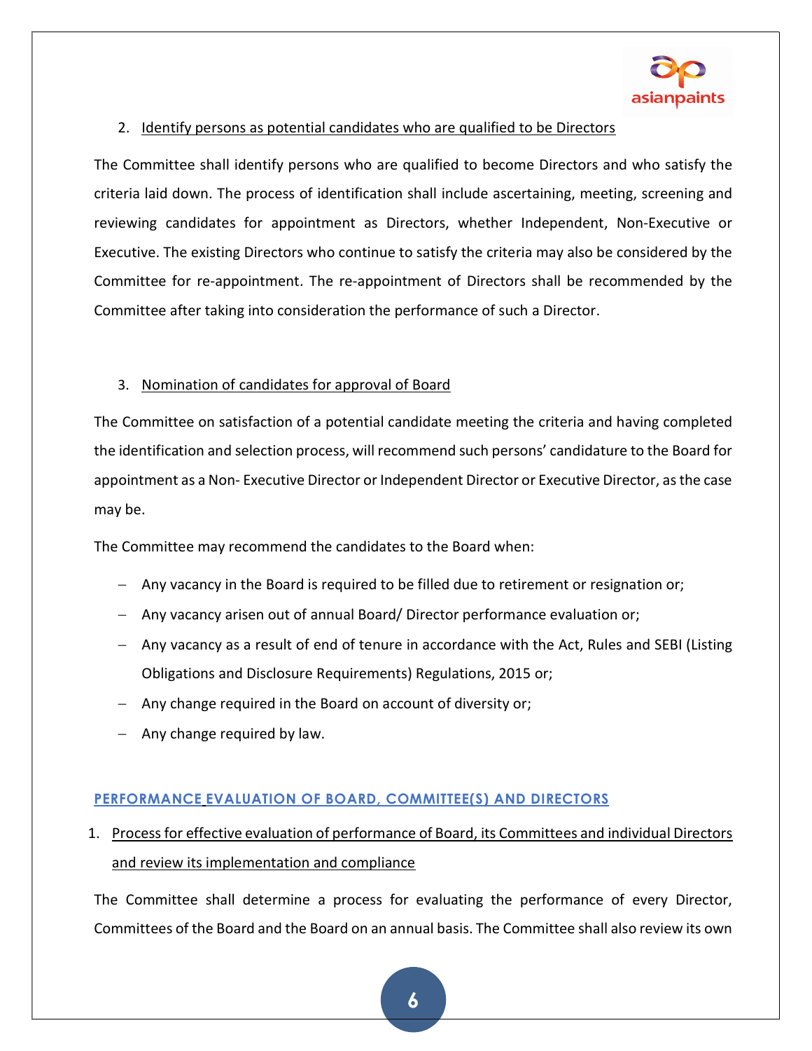2. Identify persons as potential candidates who are qualified to be Directors

The Committee shall identify persons who are qualified to become Directors and who satisfy the criteria laid down. The process of identification shall include ascertaining, meeting, screening and reviewing candidates for appointment as Directors, whether Independent, Non-Executive or Executive. The existing Directors who continue to satisfy the criteria may also be considered by the Committee for re-appointment. The re-appointment of Directors shall be recommended by the Committee after taking into consideration the performance of such a Director.

3. Nomination of candidates for approval of Board

The Committee on satisfaction of a potential candidate meeting the criteria and having completed the identification and selection process, will recommend such persons' candidature to the Board for appointment as a Non- Executive Director or Independent Director or Executive Director, as the case may be.

The Committee may recommend the candidates to the Board when:

- Any vacancy in the Board is required to be filled due to retirement or resignation or;
- Any vacancy arisen out of annual Board/ Director performance evaluation or;
- Any vacancy as a result of end of tenure in accordance with the Act, Rules and SEBI (Listing Obligations and Disclosure Requirements) Regulations, 2015 or;
- Any change required in the Board on account of diversity or;
- Any change required by law.

## PERFORMANCE EVALUATION OF BOARD, COMMITTEE(S) AND DIRECTORS

1. Process for effective evaluation of performance of Board, its Committees and individual Directors and review its implementation and compliance

The Committee shall determine a process for evaluating the performance of every Director, Committees of the Board and the Board on an annual basis. The Committee shall also review its own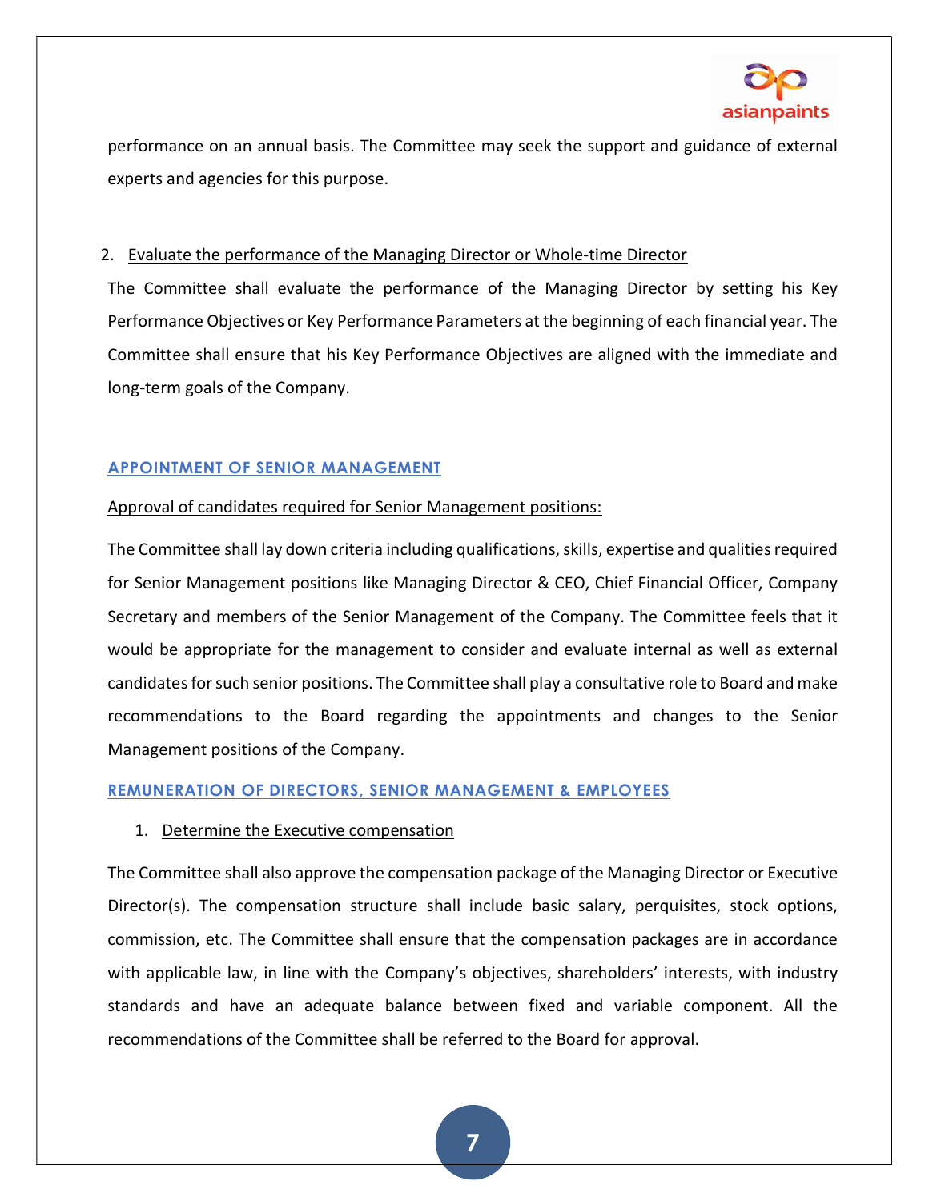performance on an annual basis. The Committee may seek the support and guidance of external experts and agencies for this purpose.

2. Evaluate the performance of the Managing Director or Whole-time Director

The Committee shall evaluate the performance of the Managing Director by setting his Key Performance Objectives or Key Performance Parameters at the beginning of each financial year. The Committee shall ensure that his Key Performance Objectives are aligned with the immediate and long-term goals of the Company.

## APPOINTMENT OF SENIOR MANAGEMENT

Approval of candidates required for Senior Management positions:

The Committee shall lay down criteria including qualifications, skills, expertise and qualities required for Senior Management positions like Managing Director & CEO, Chief Financial Officer, Company Secretary and members of the Senior Management of the Company. The Committee feels that it would be appropriate for the management to consider and evaluate internal as well as external candidates for such senior positions. The Committee shall play a consultative role to Board and make recommendations to the Board regarding the appointments and changes to the Senior Management positions of the Company.

## REMUNERATION OF DIRECTORS, SENIOR MANAGEMENT & EMPLOYEES

1. Determine the Executive compensation

The Committee shall also approve the compensation package of the Managing Director or Executive Director(s). The compensation structure shall include basic salary, perquisites, stock options, commission, etc. The Committee shall ensure that the compensation packages are in accordance with applicable law, in line with the Company's objectives, shareholders' interests, with industry standards and have an adequate balance between fixed and variable component. All the recommendations of the Committee shall be referred to the Board for approval.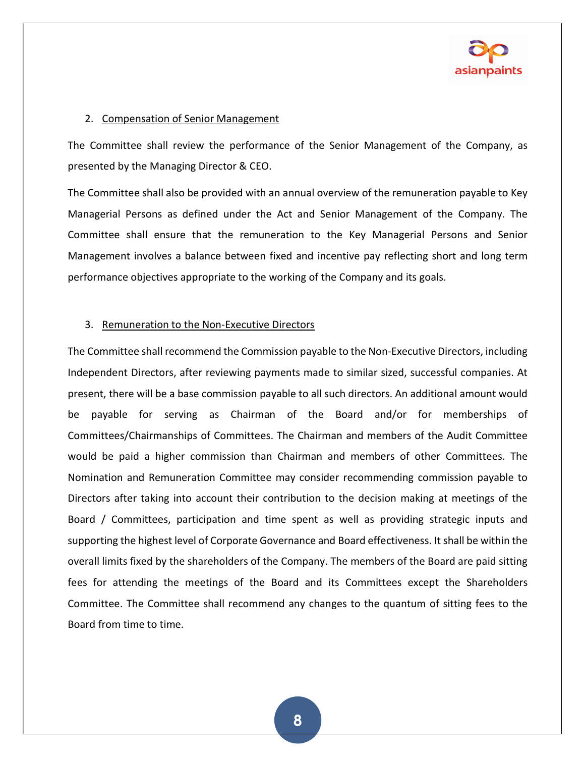2. Compensation of Senior Management

The Committee shall review the performance of the Senior Management of the Company, as presented by the Managing Director & CEO.

The Committee shall also be provided with an annual overview of the remuneration payable to Key Managerial Persons as defined under the Act and Senior Management of the Company. The Committee shall ensure that the remuneration to the Key Managerial Persons and Senior Management involves a balance between fixed and incentive pay reflecting short and long term performance objectives appropriate to the working of the Company and its goals.

3. Remuneration to the Non-Executive Directors

The Committee shall recommend the Commission payable to the Non-Executive Directors, including Independent Directors, after reviewing payments made to similar sized, successful companies. At present, there will be a base commission payable to all such directors. An additional amount would be payable for serving as Chairman of the Board and/or for memberships of Committees/Chairmanships of Committees. The Chairman and members of the Audit Committee would be paid a higher commission than Chairman and members of other Committees. The Nomination and Remuneration Committee may consider recommending commission payable to Directors after taking into account their contribution to the decision making at meetings of the Board / Committees, participation and time spent as well as providing strategic inputs and supporting the highest level of Corporate Governance and Board effectiveness. It shall be within the overall limits fixed by the shareholders of the Company. The members of the Board are paid sitting fees for attending the meetings of the Board and its Committees except the Shareholders Committee. The Committee shall recommend any changes to the quantum of sitting fees to the Board from time to time.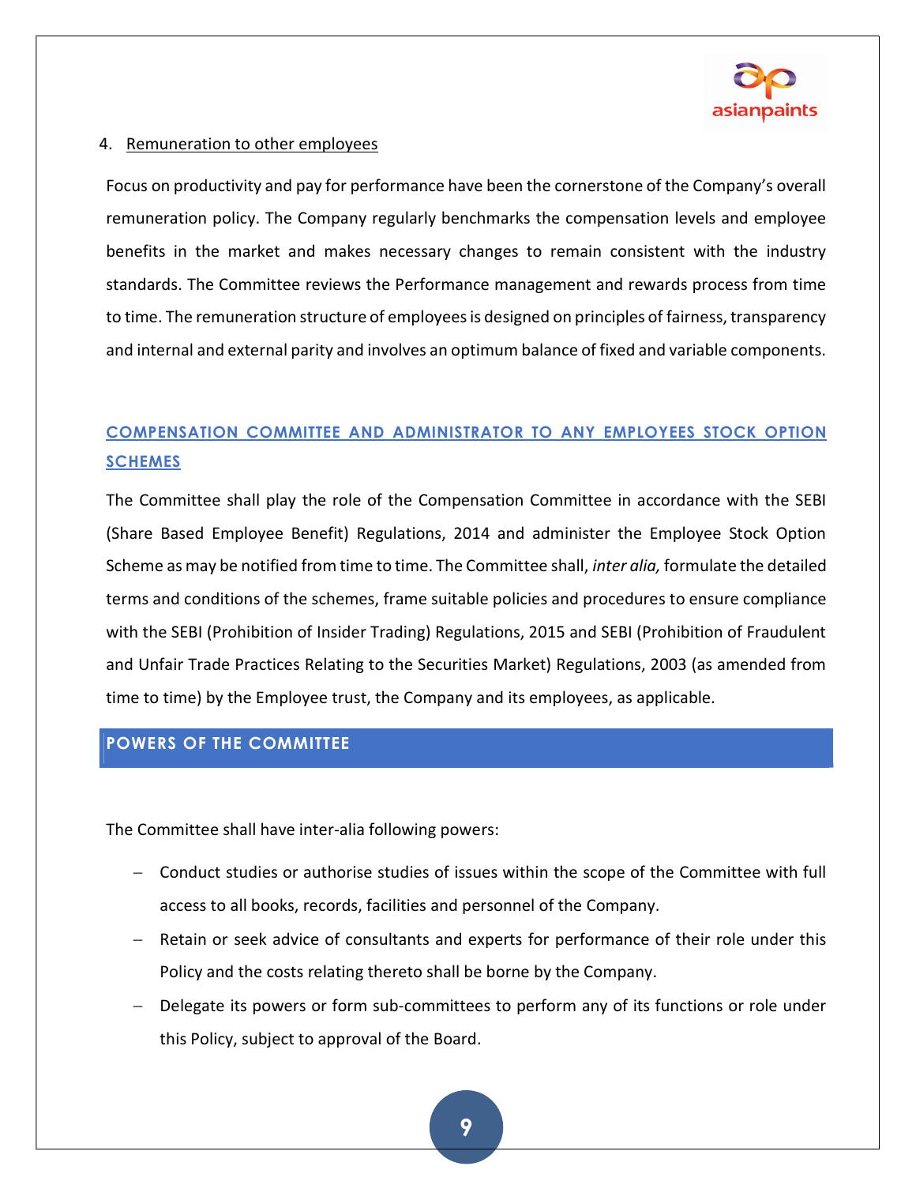4. Remuneration to other employees

Focus on productivity and pay for performance have been the cornerstone of the Company's overall remuneration policy. The Company regularly benchmarks the compensation levels and employee benefits in the market and makes necessary changes to remain consistent with the industry standards. The Committee reviews the Performance management and rewards process from time to time. The remuneration structure of employees is designed on principles of fairness, transparency and internal and external parity and involves an optimum balance of fixed and variable components.

## COMPENSATION COMMITTEE AND ADMINISTRATOR TO ANY EMPLOYEES STOCK OPTION SCHEMES

The Committee shall play the role of the Compensation Committee in accordance with the SEBI (Share Based Employee Benefit) Regulations, 2014 and administer the Employee Stock Option Scheme as may be notified from time to time. The Committee shall, *inter alia,* formulate the detailed terms and conditions of the schemes, frame suitable policies and procedures to ensure compliance with the SEBI (Prohibition of Insider Trading) Regulations, 2015 and SEBI (Prohibition of Fraudulent and Unfair Trade Practices Relating to the Securities Market) Regulations, 2003 (as amended from time to time) by the Employee trust, the Company and its employees, as applicable.

## POWERS OF THE COMMITTEE

The Committee shall have inter-alia following powers:

- Conduct studies or authorise studies of issues within the scope of the Committee with full access to all books, records, facilities and personnel of the Company.
- Retain or seek advice of consultants and experts for performance of their role under this Policy and the costs relating thereto shall be borne by the Company.
- Delegate its powers or form sub-committees to perform any of its functions or role under this Policy, subject to approval of the Board.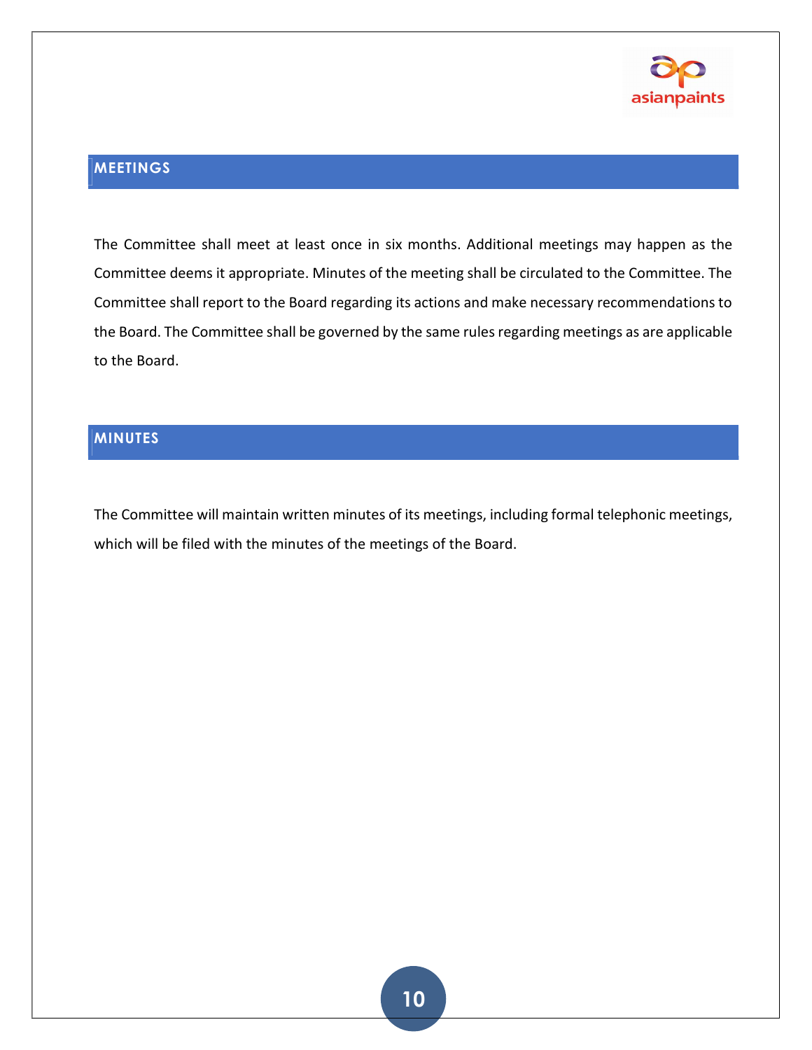## MEETINGS

The Committee shall meet at least once in six months. Additional meetings may happen as the Committee deems it appropriate. Minutes of the meeting shall be circulated to the Committee. The Committee shall report to the Board regarding its actions and make necessary recommendations to the Board. The Committee shall be governed by the same rules regarding meetings as are applicable to the Board.

## MINUTES

The Committee will maintain written minutes of its meetings, including formal telephonic meetings, which will be filed with the minutes of the meetings of the Board.